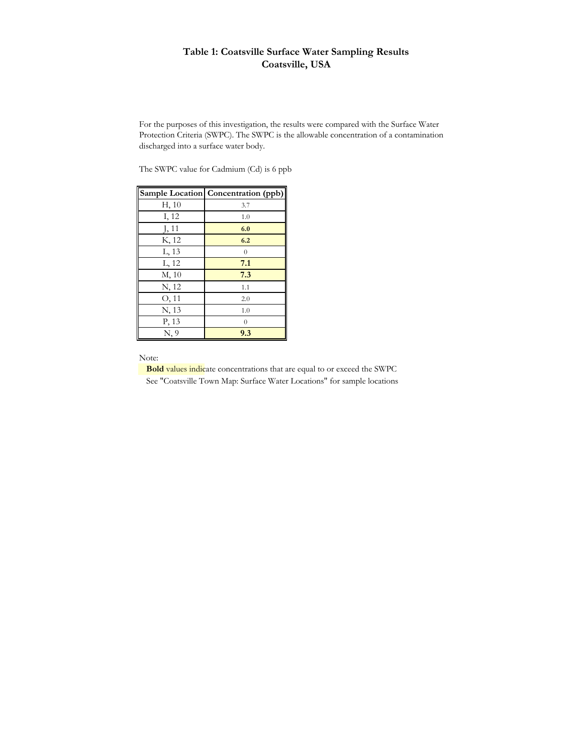# Table 1: Coatsville Surface Water Sampling Results
## Coatsville, USA

For the purposes of this investigation, the results were compared with the Surface Water Protection Criteria (SWPC). The SWPC is the allowable concentration of a contamination discharged into a surface water body.

The SWPC value for Cadmium (Cd) is 6 ppb

| Sample Location | Concentration (ppb) |
|---|---|
| H, 10 | 3.7 |
| I, 12 | 1.0 |
| J, 11 | **6.0** |
| K, 12 | **6.2** |
| L, 13 | 0 |
| L, 12 | **7.1** |
| M, 10 | **7.3** |
| N, 12 | 1.1 |
| O, 11 | 2.0 |
| N, 13 | 1.0 |
| P, 13 | 0 |
| N, 9 | **9.3** |

Note:

**Bold** values indicate concentrations that are equal to or exceed the SWPC

See "Coatsville Town Map: Surface Water Locations" for sample locations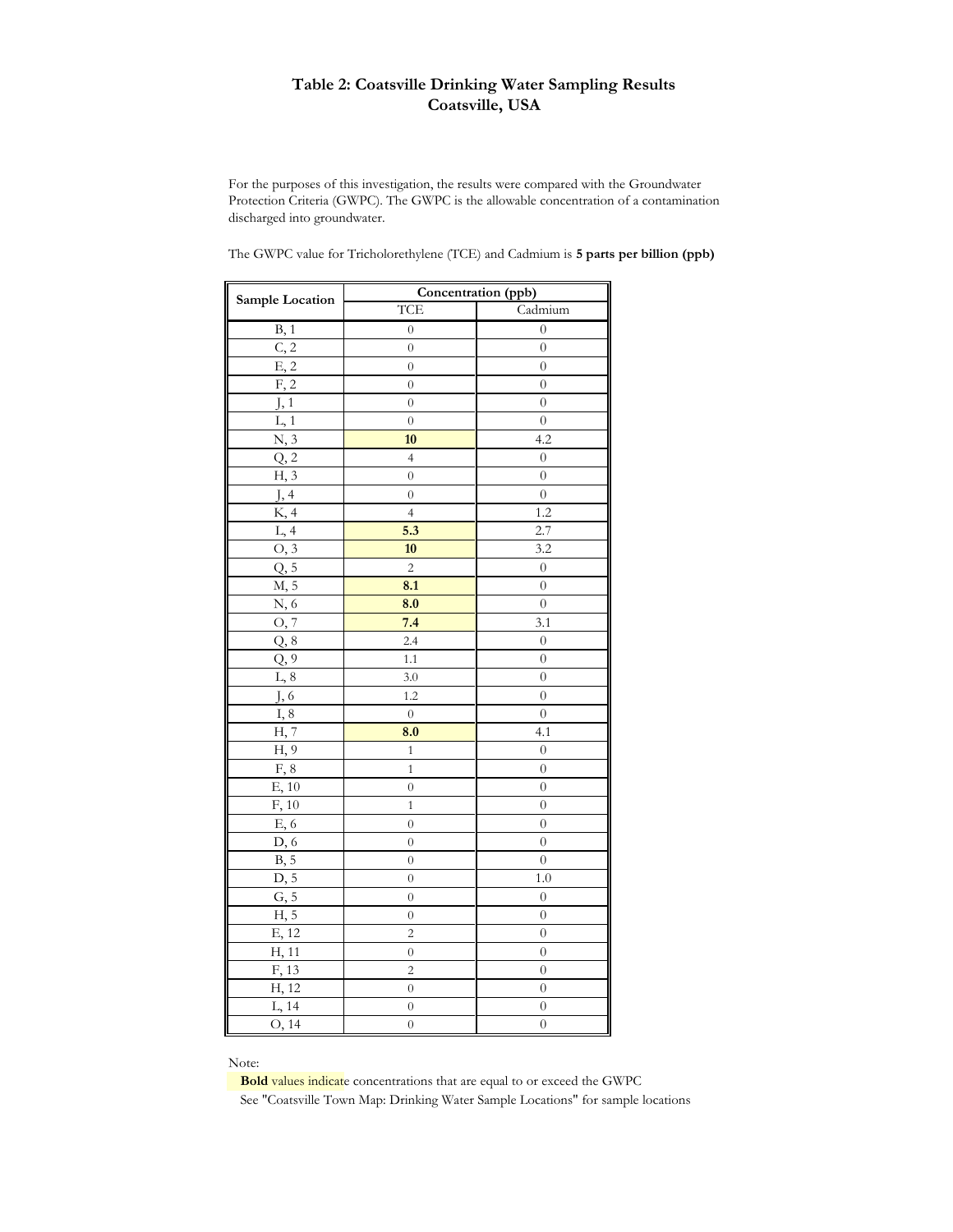# Table 2: Coatsville Drinking Water Sampling Results
## Coatsville, USA

For the purposes of this investigation, the results were compared with the Groundwater Protection Criteria (GWPC). The GWPC is the allowable concentration of a contamination discharged into groundwater.

The GWPC value for Tricholorethylene (TCE) and Cadmium is **5 parts per billion (ppb)**

| Sample Location | Concentration (ppb) | |
|---|---|---|
| | TCE | Cadmium |
| B, 1 | 0 | 0 |
| C, 2 | 0 | 0 |
| E, 2 | 0 | 0 |
| F, 2 | 0 | 0 |
| J, 1 | 0 | 0 |
| L, 1 | 0 | 0 |
| N, 3 | **10** | 4.2 |
| Q, 2 | 4 | 0 |
| H, 3 | 0 | 0 |
| J, 4 | 0 | 0 |
| K, 4 | 4 | 1.2 |
| L, 4 | **5.3** | 2.7 |
| O, 3 | **10** | 3.2 |
| Q, 5 | 2 | 0 |
| M, 5 | **8.1** | 0 |
| N, 6 | **8.0** | 0 |
| O, 7 | **7.4** | 3.1 |
| Q, 8 | 2.4 | 0 |
| Q, 9 | 1.1 | 0 |
| L, 8 | 3.0 | 0 |
| J, 6 | 1.2 | 0 |
| I, 8 | 0 | 0 |
| H, 7 | **8.0** | 4.1 |
| H, 9 | 1 | 0 |
| F, 8 | 1 | 0 |
| E, 10 | 0 | 0 |
| F, 10 | 1 | 0 |
| E, 6 | 0 | 0 |
| D, 6 | 0 | 0 |
| B, 5 | 0 | 0 |
| D, 5 | 0 | 1.0 |
| G, 5 | 0 | 0 |
| H, 5 | 0 | 0 |
| E, 12 | 2 | 0 |
| H, 11 | 0 | 0 |
| F, 13 | 2 | 0 |
| H, 12 | 0 | 0 |
| L, 14 | 0 | 0 |
| O, 14 | 0 | 0 |

Note:

**Bold** values indicate concentrations that are equal to or exceed the GWPC

See "Coatsville Town Map: Drinking Water Sample Locations" for sample locations